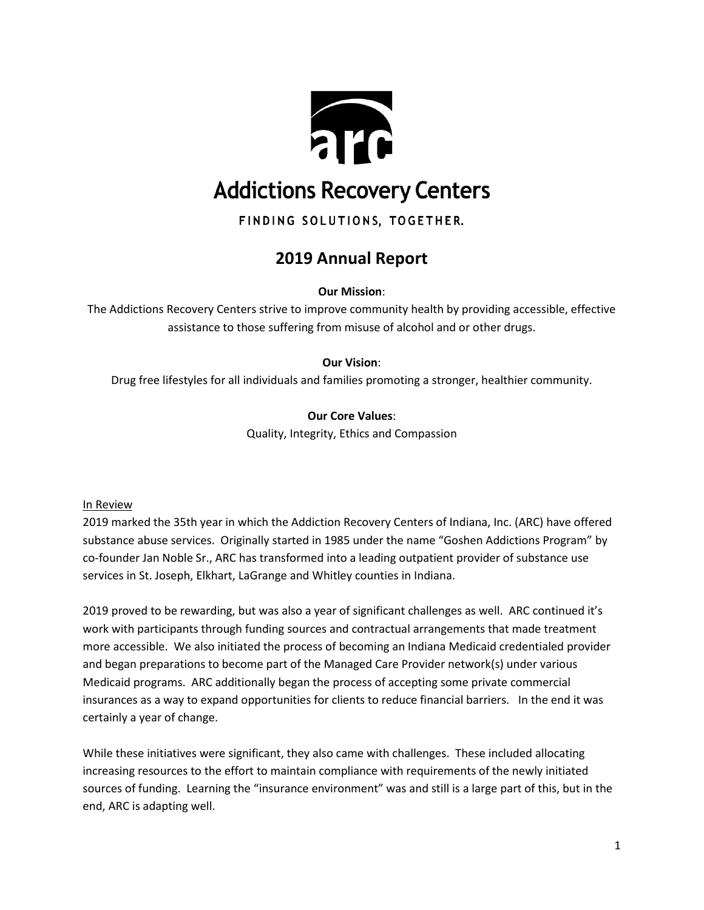# Addictions Recovery Centers

FINDING SOLUTIONS, TOGETHER.

## 2019 Annual Report

**Our Mission**:

The Addictions Recovery Centers strive to improve community health by providing accessible, effective assistance to those suffering from misuse of alcohol and or other drugs.

**Our Vision**:

Drug free lifestyles for all individuals and families promoting a stronger, healthier community.

**Our Core Values**:

Quality, Integrity, Ethics and Compassion

In Review

2019 marked the 35th year in which the Addiction Recovery Centers of Indiana, Inc. (ARC) have offered substance abuse services. Originally started in 1985 under the name "Goshen Addictions Program" by co-founder Jan Noble Sr., ARC has transformed into a leading outpatient provider of substance use services in St. Joseph, Elkhart, LaGrange and Whitley counties in Indiana.

2019 proved to be rewarding, but was also a year of significant challenges as well. ARC continued it's work with participants through funding sources and contractual arrangements that made treatment more accessible. We also initiated the process of becoming an Indiana Medicaid credentialed provider and began preparations to become part of the Managed Care Provider network(s) under various Medicaid programs. ARC additionally began the process of accepting some private commercial insurances as a way to expand opportunities for clients to reduce financial barriers. In the end it was certainly a year of change.

While these initiatives were significant, they also came with challenges. These included allocating increasing resources to the effort to maintain compliance with requirements of the newly initiated sources of funding. Learning the "insurance environment" was and still is a large part of this, but in the end, ARC is adapting well.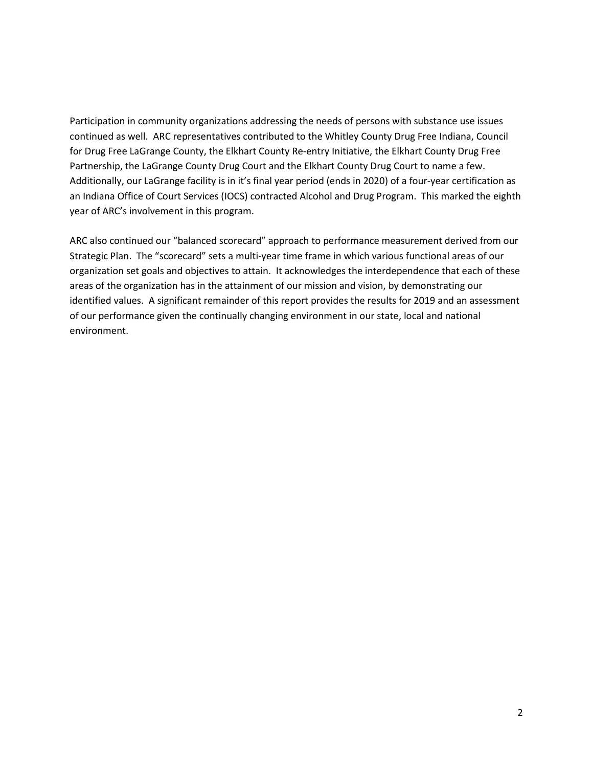Participation in community organizations addressing the needs of persons with substance use issues continued as well. ARC representatives contributed to the Whitley County Drug Free Indiana, Council for Drug Free LaGrange County, the Elkhart County Re-entry Initiative, the Elkhart County Drug Free Partnership, the LaGrange County Drug Court and the Elkhart County Drug Court to name a few. Additionally, our LaGrange facility is in it's final year period (ends in 2020) of a four-year certification as an Indiana Office of Court Services (IOCS) contracted Alcohol and Drug Program. This marked the eighth year of ARC's involvement in this program.

ARC also continued our "balanced scorecard" approach to performance measurement derived from our Strategic Plan. The "scorecard" sets a multi-year time frame in which various functional areas of our organization set goals and objectives to attain. It acknowledges the interdependence that each of these areas of the organization has in the attainment of our mission and vision, by demonstrating our identified values. A significant remainder of this report provides the results for 2019 and an assessment of our performance given the continually changing environment in our state, local and national environment.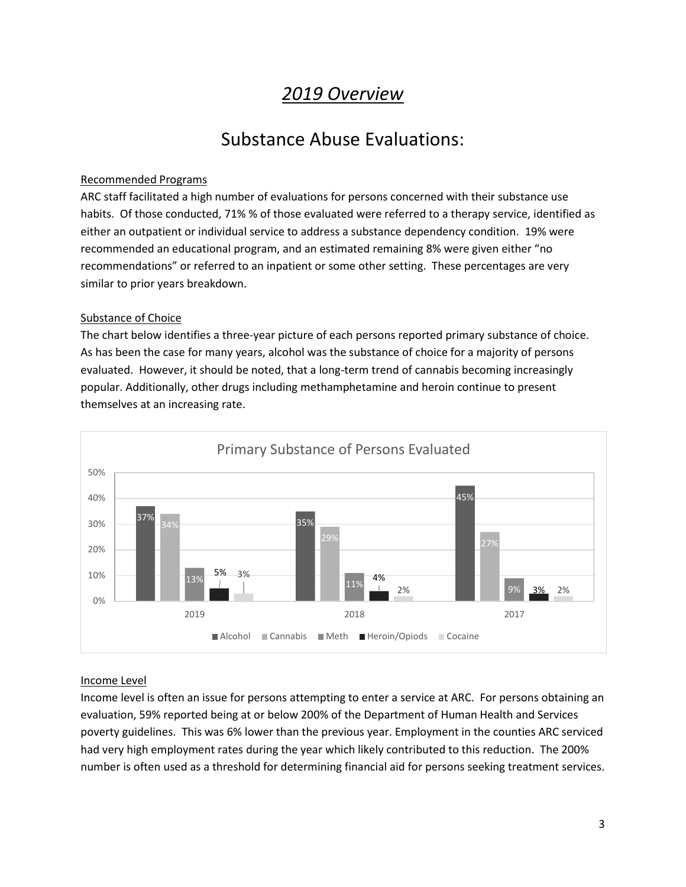# *2019 Overview*

## Substance Abuse Evaluations:

Recommended Programs

ARC staff facilitated a high number of evaluations for persons concerned with their substance use habits. Of those conducted, 71% % of those evaluated were referred to a therapy service, identified as either an outpatient or individual service to address a substance dependency condition. 19% were recommended an educational program, and an estimated remaining 8% were given either "no recommendations" or referred to an inpatient or some other setting. These percentages are very similar to prior years breakdown.

Substance of Choice

The chart below identifies a three-year picture of each persons reported primary substance of choice. As has been the case for many years, alcohol was the substance of choice for a majority of persons evaluated. However, it should be noted, that a long-term trend of cannabis becoming increasingly popular. Additionally, other drugs including methamphetamine and heroin continue to present themselves at an increasing rate.

**Primary Substance of Persons Evaluated**

| | Alcohol | Cannabis | Meth | Heroin/Opiods | Cocaine |
|---|---|---|---|---|---|
| 2019 | 37% | 34% | 13% | 5% | 3% |
| 2018 | 35% | 29% | 11% | 4% | 2% |
| 2017 | 45% | 27% | 9% | 3% | 2% |

Income Level

Income level is often an issue for persons attempting to enter a service at ARC. For persons obtaining an evaluation, 59% reported being at or below 200% of the Department of Human Health and Services poverty guidelines. This was 6% lower than the previous year. Employment in the counties ARC serviced had very high employment rates during the year which likely contributed to this reduction. The 200% number is often used as a threshold for determining financial aid for persons seeking treatment services.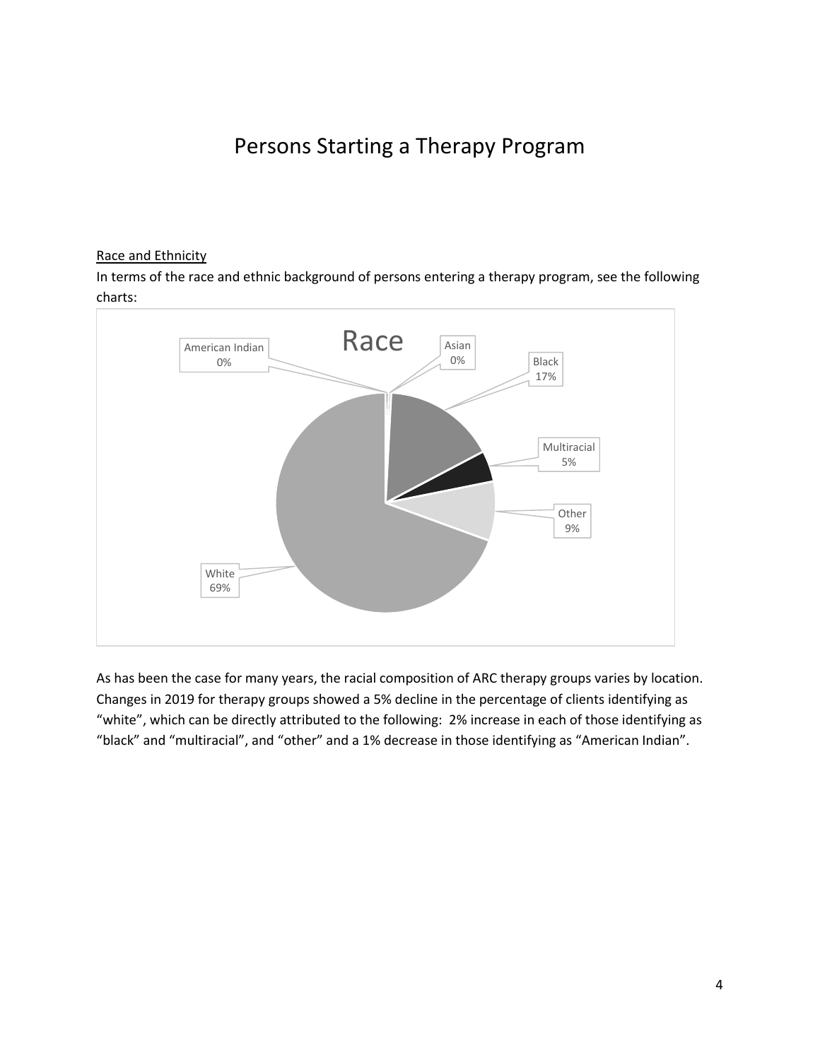# Persons Starting a Therapy Program

<u>Race and Ethnicity</u>

In terms of the race and ethnic background of persons entering a therapy program, see the following charts:

Race

| Race | Percentage |
|---|---|
| American Indian | 0% |
| Asian | 0% |
| Black | 17% |
| Multiracial | 5% |
| Other | 9% |
| White | 69% |

As has been the case for many years, the racial composition of ARC therapy groups varies by location. Changes in 2019 for therapy groups showed a 5% decline in the percentage of clients identifying as "white", which can be directly attributed to the following: 2% increase in each of those identifying as "black" and "multiracial", and "other" and a 1% decrease in those identifying as "American Indian".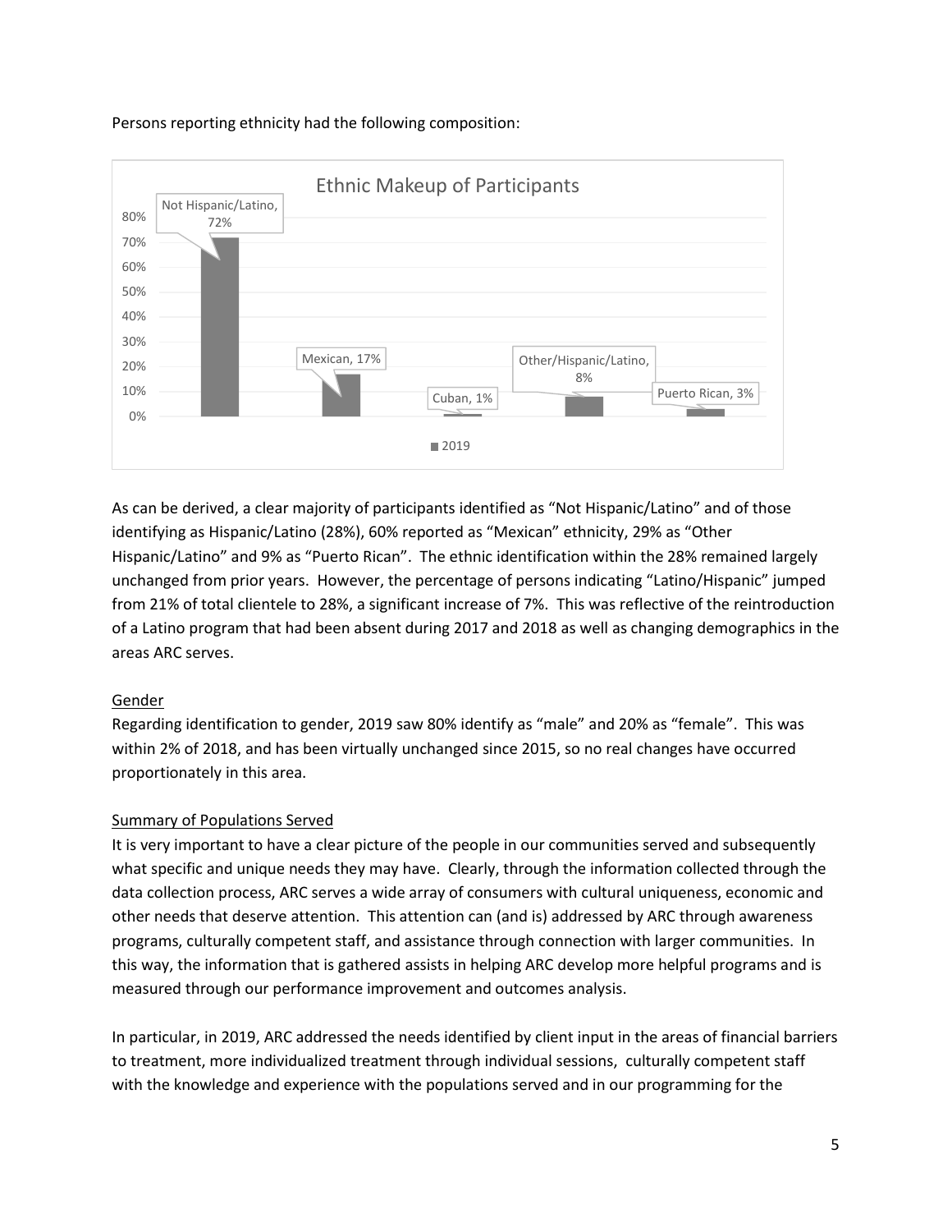Persons reporting ethnicity had the following composition:

**Ethnic Makeup of Participants**

| Ethnicity | 2019 |
|---|---|
| Not Hispanic/Latino | 72% |
| Mexican | 17% |
| Cuban | 1% |
| Other/Hispanic/Latino | 8% |
| Puerto Rican | 3% |

As can be derived, a clear majority of participants identified as "Not Hispanic/Latino" and of those identifying as Hispanic/Latino (28%), 60% reported as "Mexican" ethnicity, 29% as "Other Hispanic/Latino" and 9% as "Puerto Rican". The ethnic identification within the 28% remained largely unchanged from prior years. However, the percentage of persons indicating "Latino/Hispanic" jumped from 21% of total clientele to 28%, a significant increase of 7%. This was reflective of the reintroduction of a Latino program that had been absent during 2017 and 2018 as well as changing demographics in the areas ARC serves.

## Gender

Regarding identification to gender, 2019 saw 80% identify as "male" and 20% as "female". This was within 2% of 2018, and has been virtually unchanged since 2015, so no real changes have occurred proportionately in this area.

## Summary of Populations Served

It is very important to have a clear picture of the people in our communities served and subsequently what specific and unique needs they may have. Clearly, through the information collected through the data collection process, ARC serves a wide array of consumers with cultural uniqueness, economic and other needs that deserve attention. This attention can (and is) addressed by ARC through awareness programs, culturally competent staff, and assistance through connection with larger communities. In this way, the information that is gathered assists in helping ARC develop more helpful programs and is measured through our performance improvement and outcomes analysis.

In particular, in 2019, ARC addressed the needs identified by client input in the areas of financial barriers to treatment, more individualized treatment through individual sessions, culturally competent staff with the knowledge and experience with the populations served and in our programming for the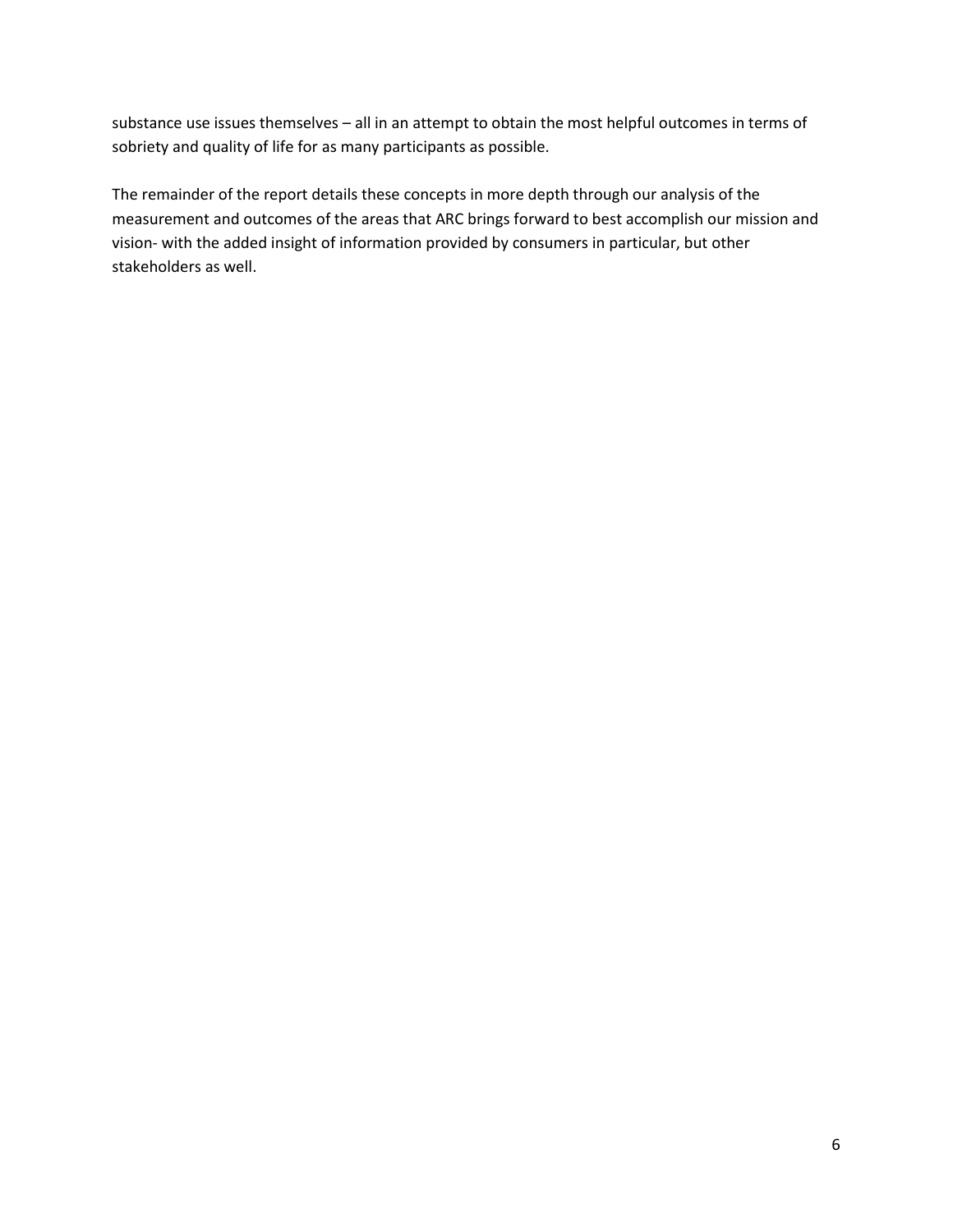substance use issues themselves – all in an attempt to obtain the most helpful outcomes in terms of sobriety and quality of life for as many participants as possible.

The remainder of the report details these concepts in more depth through our analysis of the measurement and outcomes of the areas that ARC brings forward to best accomplish our mission and vision- with the added insight of information provided by consumers in particular, but other stakeholders as well.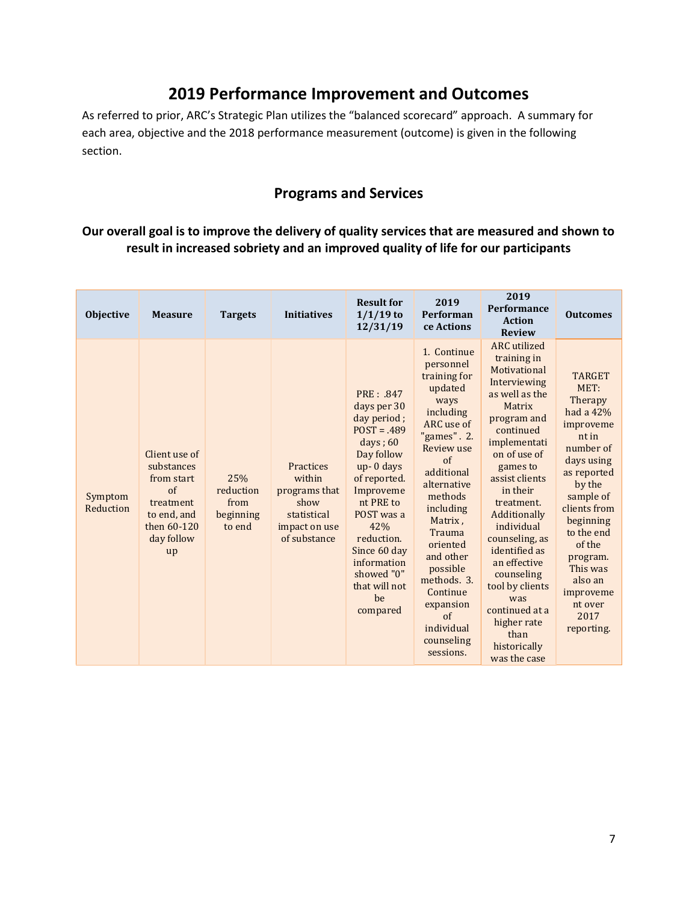# 2019 Performance Improvement and Outcomes

As referred to prior, ARC's Strategic Plan utilizes the "balanced scorecard" approach. A summary for each area, objective and the 2018 performance measurement (outcome) is given in the following section.

## Programs and Services

### Our overall goal is to improve the delivery of quality services that are measured and shown to result in increased sobriety and an improved quality of life for our participants

| Objective | Measure | Targets | Initiatives | Result for 1/1/19 to 12/31/19 | 2019 Performance Actions | 2019 Performance Action Review | Outcomes |
|---|---|---|---|---|---|---|---|
| Symptom Reduction | Client use of substances from start of treatment to end, and then 60-120 day follow up | 25% reduction from beginning to end | Practices within programs that show statistical impact on use of substance | PRE : .847 days per 30 day period ; POST = .489 days ; 60 Day follow up- 0 days of reported. Improvement PRE to POST was a 42% reduction. Since 60 day information showed "0" that will not be compared | 1. Continue personnel training for updated ways including ARC use of "games". 2. Review use of additional alternative methods including Matrix , Trauma oriented and other possible methods. 3. Continue expansion of individual counseling sessions. | ARC utilized training in Motivational Interviewing as well as the Matrix program and continued implementation of use of games to assist clients in their treatment. Additionally individual counseling, as identified as an effective counseling tool by clients was continued at a higher rate than historically was the case | TARGET MET: Therapy had a 42% improvement in number of days using as reported by the sample of clients from beginning to the end of the program. This was also an improvement over 2017 reporting. |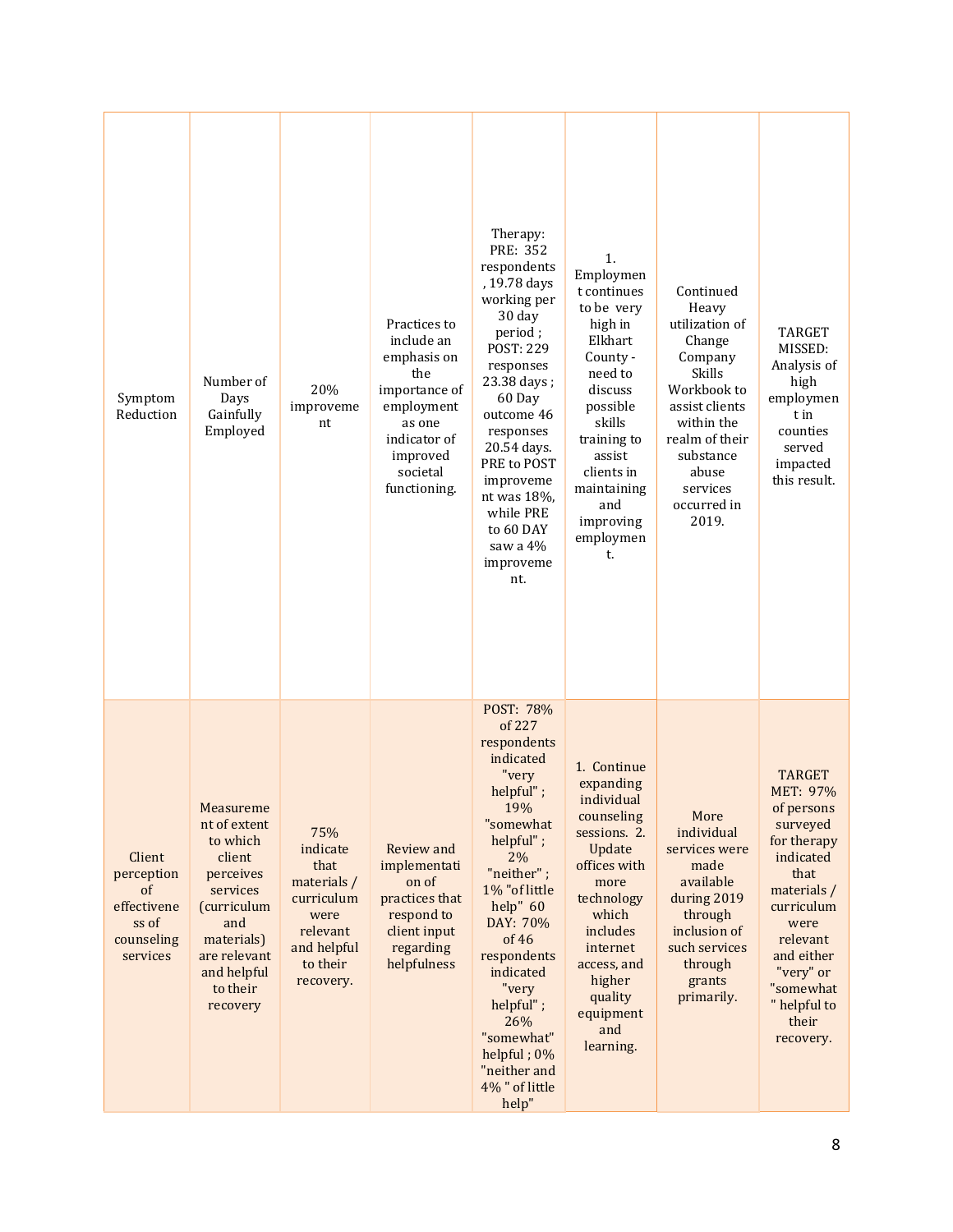| Symptom Reduction | Number of Days Gainfully Employed | 20% improvement | Practices to include an emphasis on the importance of employment as one indicator of improved societal functioning. | Therapy: PRE: 352 respondents, 19.78 days working per 30 day period ; POST: 229 responses 23.38 days ; 60 Day outcome 46 responses 20.54 days. PRE to POST improvement was 18%, while PRE to 60 DAY saw a 4% improvement. | 1. Employment continues to be very high in Elkhart County - need to discuss possible skills training to assist clients in maintaining and improving employment. | Continued Heavy utilization of Change Company Skills Workbook to assist clients within the realm of their substance abuse services occurred in 2019. | TARGET MISSED: Analysis of high employment in counties served impacted this result. |
|---|---|---|---|---|---|---|---|
| Client perception of effectiveness of counseling services | Measurement of extent to which client perceives services (curriculum and materials) are relevant and helpful to their recovery | 75% indicate that materials / curriculum were relevant and helpful to their recovery. | Review and implementation of practices that respond to client input regarding helpfulness | POST: 78% of 227 respondents indicated "very helpful" ; 19% "somewhat helpful" ; 2% "neither" ; 1% "of little help" 60 DAY: 70% of 46 respondents indicated "very helpful" ; 26% "somewhat" helpful ; 0% "neither and 4% " of little help" | 1. Continue expanding individual counseling sessions. 2. Update offices with more technology which includes internet access, and higher quality equipment and learning. | More individual services were made available during 2019 through inclusion of such services through grants primarily. | TARGET MET: 97% of persons surveyed for therapy indicated that materials / curriculum were relevant and either "very" or "somewhat" helpful to their recovery. |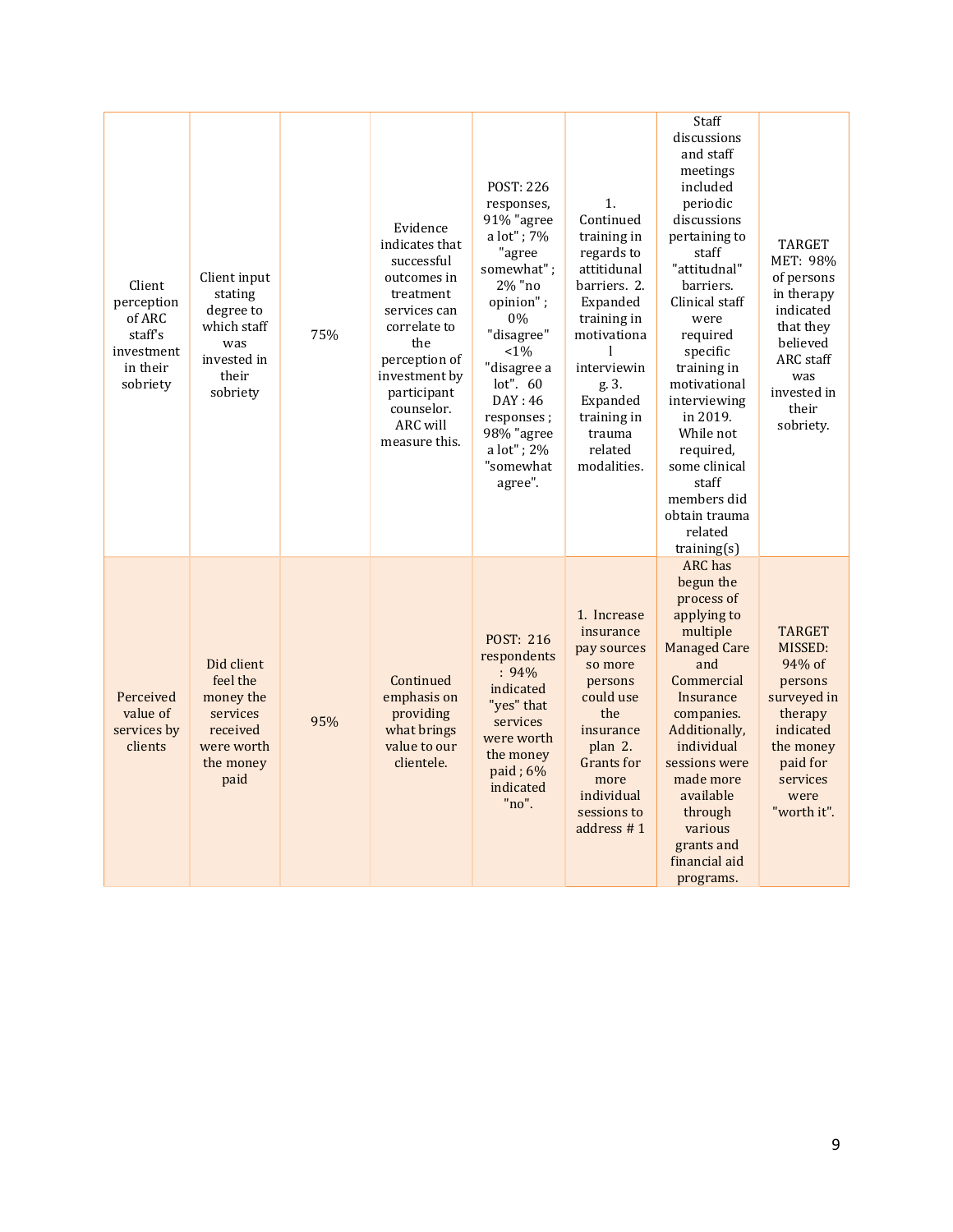| | | | | | | | |
|---|---|---|---|---|---|---|---|
| Client perception of ARC staff's investment in their sobriety | Client input stating degree to which staff was invested in their sobriety | 75% | Evidence indicates that successful outcomes in treatment services can correlate to the perception of investment by participant counselor. ARC will measure this. | POST: 226 responses, 91% "agree a lot" ; 7% "agree somewhat" ; 2% "no opinion" ; 0% "disagree" <1% "disagree a lot". 60 DAY : 46 responses ; 98% "agree a lot" ; 2% "somewhat agree". | 1. Continued training in regards to attitidunal barriers. 2. Expanded training in motivational interviewing. 3. Expanded training in trauma related modalities. | Staff discussions and staff meetings included periodic discussions pertaining to staff "attitudnal" barriers. Clinical staff were required specific training in motivational interviewing in 2019. While not required, some clinical staff members did obtain trauma related training(s) | TARGET MET: 98% of persons in therapy indicated that they believed ARC staff was invested in their sobriety. |
| Perceived value of services by clients | Did client feel the money the services received were worth the money paid | 95% | Continued emphasis on providing what brings value to our clientele. | POST: 216 respondents : 94% indicated "yes" that services were worth the money paid ; 6% indicated "no". | 1. Increase insurance pay sources so more persons could use the insurance plan 2. Grants for more individual sessions to address # 1 | ARC has begun the process of applying to multiple Managed Care and Commercial Insurance companies. Additionally, individual sessions were made more available through various grants and financial aid programs. | TARGET MISSED: 94% of persons surveyed in therapy indicated the money paid for services were "worth it". |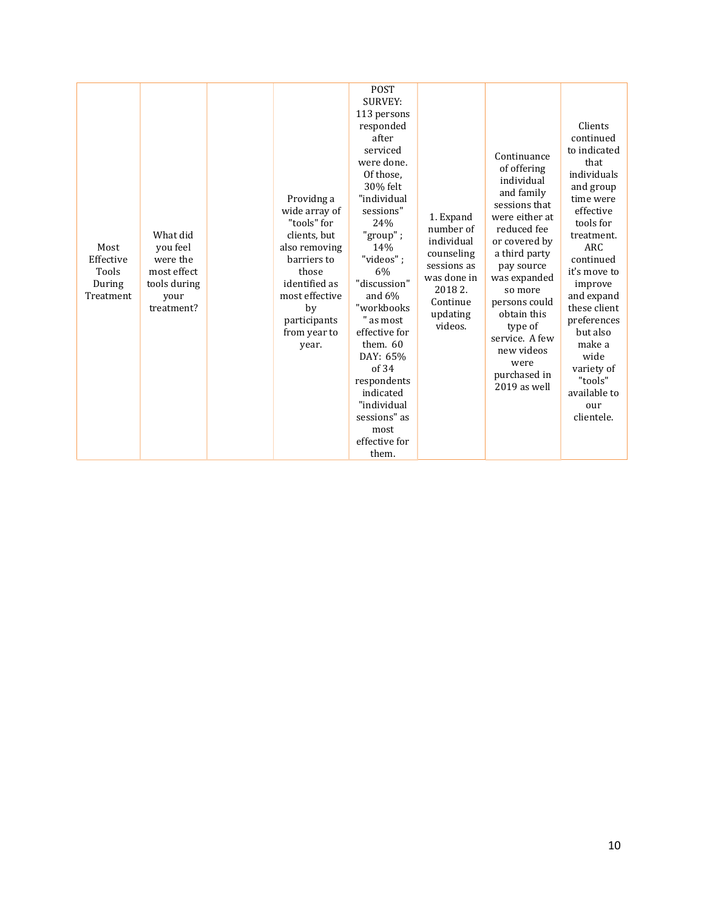| Most Effective Tools During Treatment | What did you feel were the most effect tools during your treatment? | | Providng a wide array of "tools" for clients, but also removing barriers to those identified as most effective by participants from year to year. | POST SURVEY: 113 persons responded after serviced were done. Of those, 30% felt "individual sessions" 24% "group" ; 14% "videos" ; 6% "discussion" and 6% "workbooks " as most effective for them. 60 DAY: 65% of 34 respondents indicated "individual sessions" as most effective for them. | 1. Expand number of individual counseling sessions as was done in 2018 2. Continue updating videos. | Continuance of offering individual and family sessions that were either at reduced fee or covered by a third party pay source was expanded so more persons could obtain this type of service. A few new videos were purchased in 2019 as well | Clients continued to indicated that individuals and group time were effective tools for treatment. ARC continued it's move to improve and expand these client preferences but also make a wide variety of "tools" available to our clientele. |
|---|---|---|---|---|---|---|---|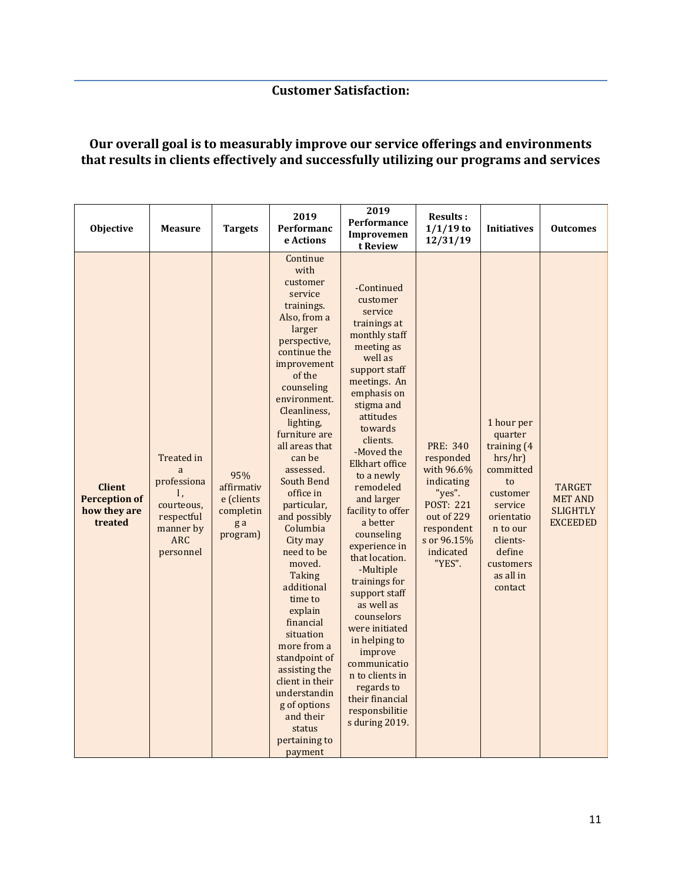## Customer Satisfaction:

### Our overall goal is to measurably improve our service offerings and environments that results in clients effectively and successfully utilizing our programs and services

| Objective | Measure | Targets | 2019 Performance Actions | 2019 Performance Improvement Review | Results : 1/1/19 to 12/31/19 | Initiatives | Outcomes |
|---|---|---|---|---|---|---|---|
| **Client Perception of how they are treated** | Treated in a professional, courteous, respectful manner by ARC personnel | 95% affirmative (clients completing a program) | Continue with customer service trainings. Also, from a larger perspective, continue the improvement of the counseling environment. Cleanliness, lighting, furniture are all areas that can be assessed. South Bend office in particular, and possibly Columbia City may need to be moved. Taking additional time to explain financial situation more from a standpoint of assisting the client in their understanding of options and their status pertaining to payment | -Continued customer service trainings at monthly staff meeting as well as support staff meetings. An emphasis on stigma and attitudes towards clients. -Moved the Elkhart office to a newly remodeled and larger facility to offer a better counseling experience in that location. -Multiple trainings for support staff as well as counselors were initiated in helping to improve communication to clients in regards to their financial responsbilities during 2019. | PRE: 340 responded with 96.6% indicating "yes". POST: 221 out of 229 respondents or 96.15% indicated "YES". | 1 hour per quarter training (4 hrs/hr) committed to customer service orientation to our clients- define customers as all in contact | TARGET MET AND SLIGHTLY EXCEEDED |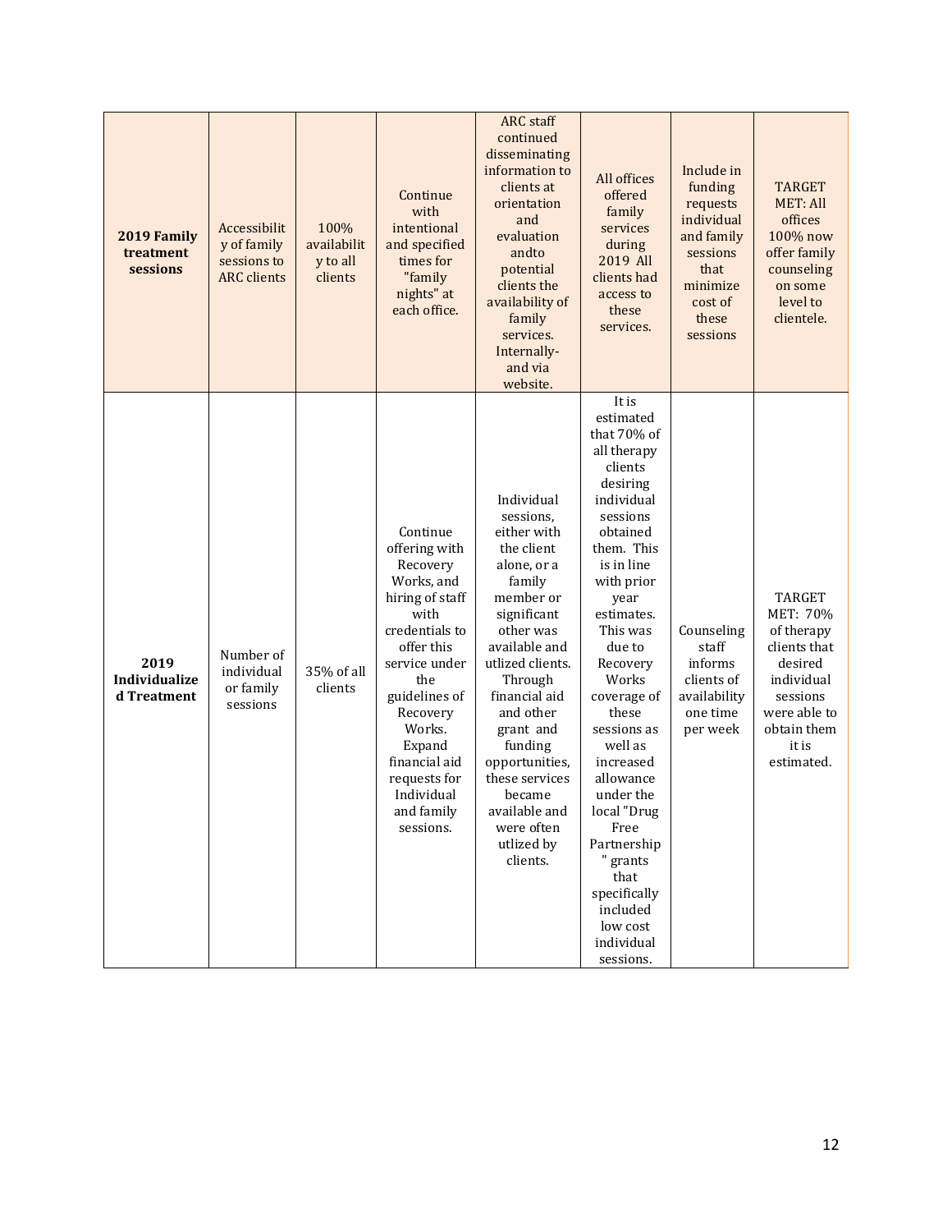| **2019 Family treatment sessions** | Accessibility of family sessions to ARC clients | 100% availability to all clients | Continue with intentional and specified times for "family nights" at each office. | ARC staff continued disseminating information to clients at orientation and evaluation andto potential clients the availability of family services. Internally- and via website. | All offices offered family services during 2019 All clients had access to these services. | Include in funding requests individual and family sessions that minimize cost of these sessions | TARGET MET: All offices 100% now offer family counseling on some level to clientele. |
|---|---|---|---|---|---|---|---|
| **2019 Individualized Treatment** | Number of individual or family sessions | 35% of all clients | Continue offering with Recovery Works, and hiring of staff with credentials to offer this service under the guidelines of Recovery Works. Expand financial aid requests for Individual and family sessions. | Individual sessions, either with the client alone, or a family member or significant other was available and utlized clients. Through financial aid and other grant and funding opportunities, these services became available and were often utlized by clients. | It is estimated that 70% of all therapy clients desiring individual sessions obtained them. This is in line with prior year estimates. This was due to Recovery Works coverage of these sessions as well as increased allowance under the local "Drug Free Partnership" grants that specifically included low cost individual sessions. | Counseling staff informs clients of availability one time per week | TARGET MET: 70% of therapy clients that desired individual sessions were able to obtain them it is estimated. |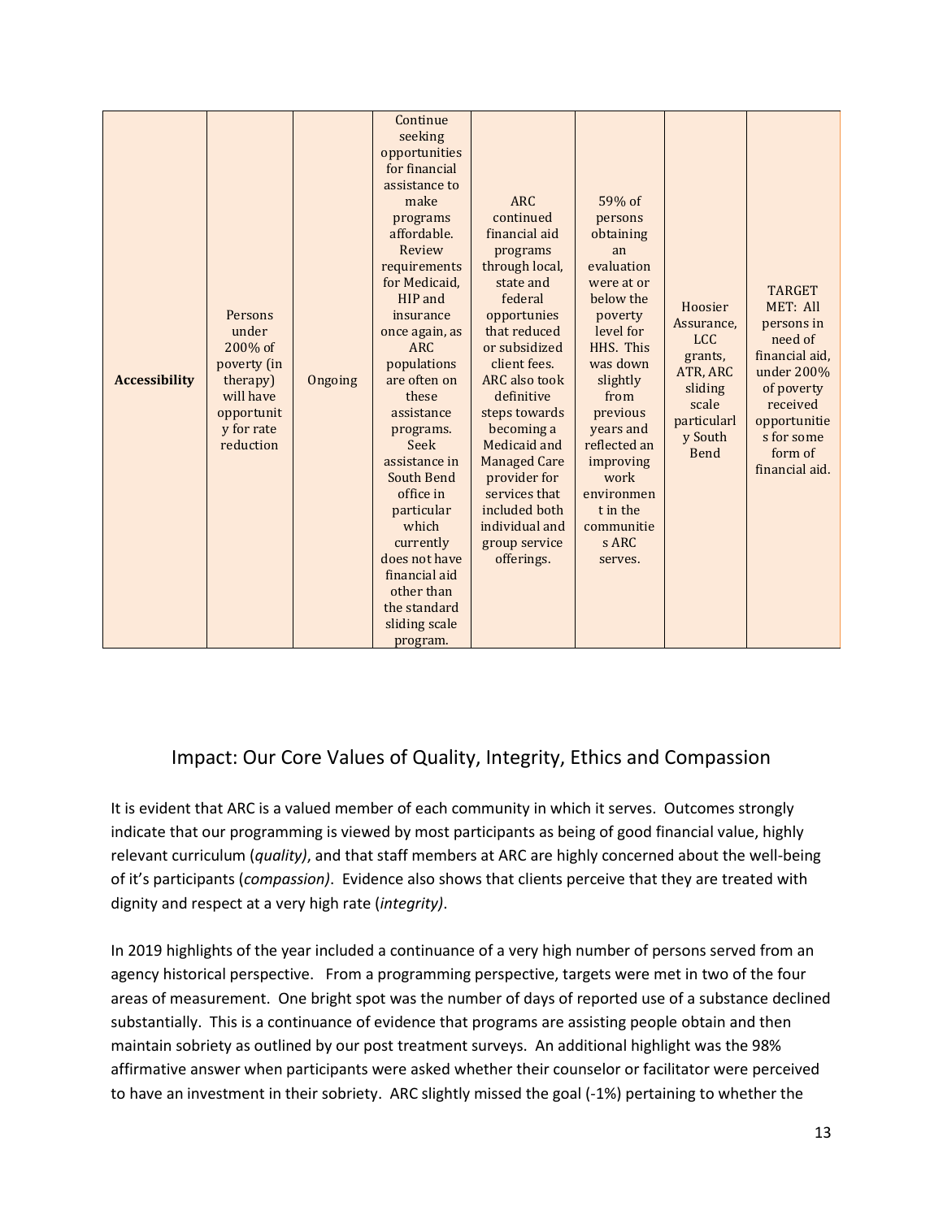| **Accessibility** | Persons under 200% of poverty (in therapy) will have opportunity for rate reduction | Ongoing | Continue seeking opportunities for financial assistance to make programs affordable. Review requirements for Medicaid, HIP and insurance once again, as ARC populations are often on these assistance programs. Seek assistance in South Bend office in particular which currently does not have financial aid other than the standard sliding scale program. | ARC continued financial aid programs through local, state and federal opportunies that reduced or subsidized client fees. ARC also took definitive steps towards becoming a Medicaid and Managed Care provider for services that included both individual and group service offerings. | 59% of persons obtaining an evaluation were at or below the poverty level for HHS. This was down slightly from previous years and reflected an improving work environment in the communities ARC serves. | Hoosier Assurance, LCC grants, ATR, ARC sliding scale particularly South Bend | TARGET MET: All persons in need of financial aid, under 200% of poverty received opportunities for some form of financial aid. |
|---|---|---|---|---|---|---|---|

## Impact: Our Core Values of Quality, Integrity, Ethics and Compassion

It is evident that ARC is a valued member of each community in which it serves. Outcomes strongly indicate that our programming is viewed by most participants as being of good financial value, highly relevant curriculum (*quality)*, and that staff members at ARC are highly concerned about the well-being of it's participants (*compassion)*. Evidence also shows that clients perceive that they are treated with dignity and respect at a very high rate (*integrity)*.

In 2019 highlights of the year included a continuance of a very high number of persons served from an agency historical perspective. From a programming perspective, targets were met in two of the four areas of measurement. One bright spot was the number of days of reported use of a substance declined substantially. This is a continuance of evidence that programs are assisting people obtain and then maintain sobriety as outlined by our post treatment surveys. An additional highlight was the 98% affirmative answer when participants were asked whether their counselor or facilitator were perceived to have an investment in their sobriety. ARC slightly missed the goal (-1%) pertaining to whether the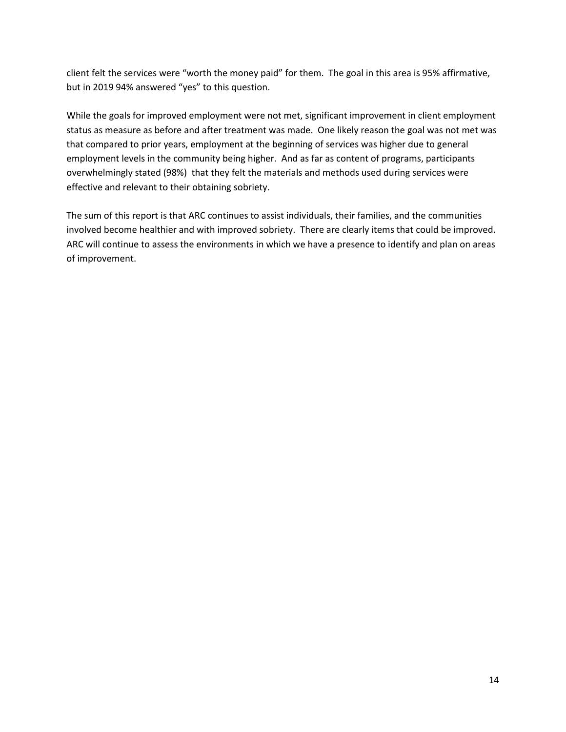client felt the services were "worth the money paid" for them. The goal in this area is 95% affirmative, but in 2019 94% answered "yes" to this question.

While the goals for improved employment were not met, significant improvement in client employment status as measure as before and after treatment was made. One likely reason the goal was not met was that compared to prior years, employment at the beginning of services was higher due to general employment levels in the community being higher. And as far as content of programs, participants overwhelmingly stated (98%) that they felt the materials and methods used during services were effective and relevant to their obtaining sobriety.

The sum of this report is that ARC continues to assist individuals, their families, and the communities involved become healthier and with improved sobriety. There are clearly items that could be improved. ARC will continue to assess the environments in which we have a presence to identify and plan on areas of improvement.